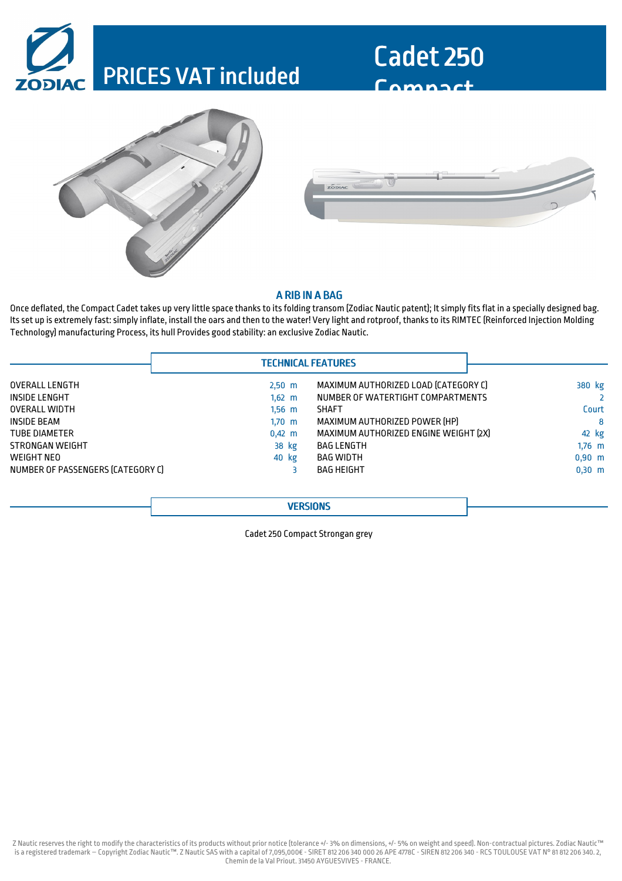# PRICES VAT included

# Cadet 250 Compact

## A RIB IN A BAG

Once deflated, the Compact Cadet takes up very little space thanks to its folding transom (Zodiac Nautic patent); It simply fits flat in a specially designed bag. Its set up is extremely fast: simply inflate, install the oars and then to the water! Very light and rotproof, thanks to its RIMTEC (Reinforced Injection Molding Technology) manufacturing Process, its hull Provides good stability: an exclusive Zodiac Nautic.

## TECHNICAL FEATURES

| | | | |
|---|---|---|---|
| OVERALL LENGTH | 2,50 m | MAXIMUM AUTHORIZED LOAD (CATEGORY C) | 380 kg |
| INSIDE LENGHT | 1,62 m | NUMBER OF WATERTIGHT COMPARTMENTS | 2 |
| OVERALL WIDTH | 1,56 m | SHAFT | Court |
| INSIDE BEAM | 1,70 m | MAXIMUM AUTHORIZED POWER (HP) | 8 |
| TUBE DIAMETER | 0,42 m | MAXIMUM AUTHORIZED ENGINE WEIGHT (2X) | 42 kg |
| STRONGAN WEIGHT | 38 kg | BAG LENGTH | 1,76 m |
| WEIGHT NEO | 40 kg | BAG WIDTH | 0,90 m |
| NUMBER OF PASSENGERS (CATEGORY C) | 3 | BAG HEIGHT | 0,30 m |

## VERSIONS

Cadet 250 Compact Strongan grey

Z Nautic reserves the right to modify the characteristics of its products without prior notice (tolerance +/- 3% on dimensions, +/- 5% on weight and speed). Non-contractual pictures. Zodiac Nautic™ is a registered trademark – Copyright Zodiac Nautic™. Z Nautic SAS with a capital of 7,095,000€ - SIRET 812 206 340 000 26 APE 4778C - SIREN 812 206 340 - RCS TOULOUSE VAT N° 81 812 206 340. 2, Chemin de la Val Priout. 31450 AYGUESVIVES - FRANCE.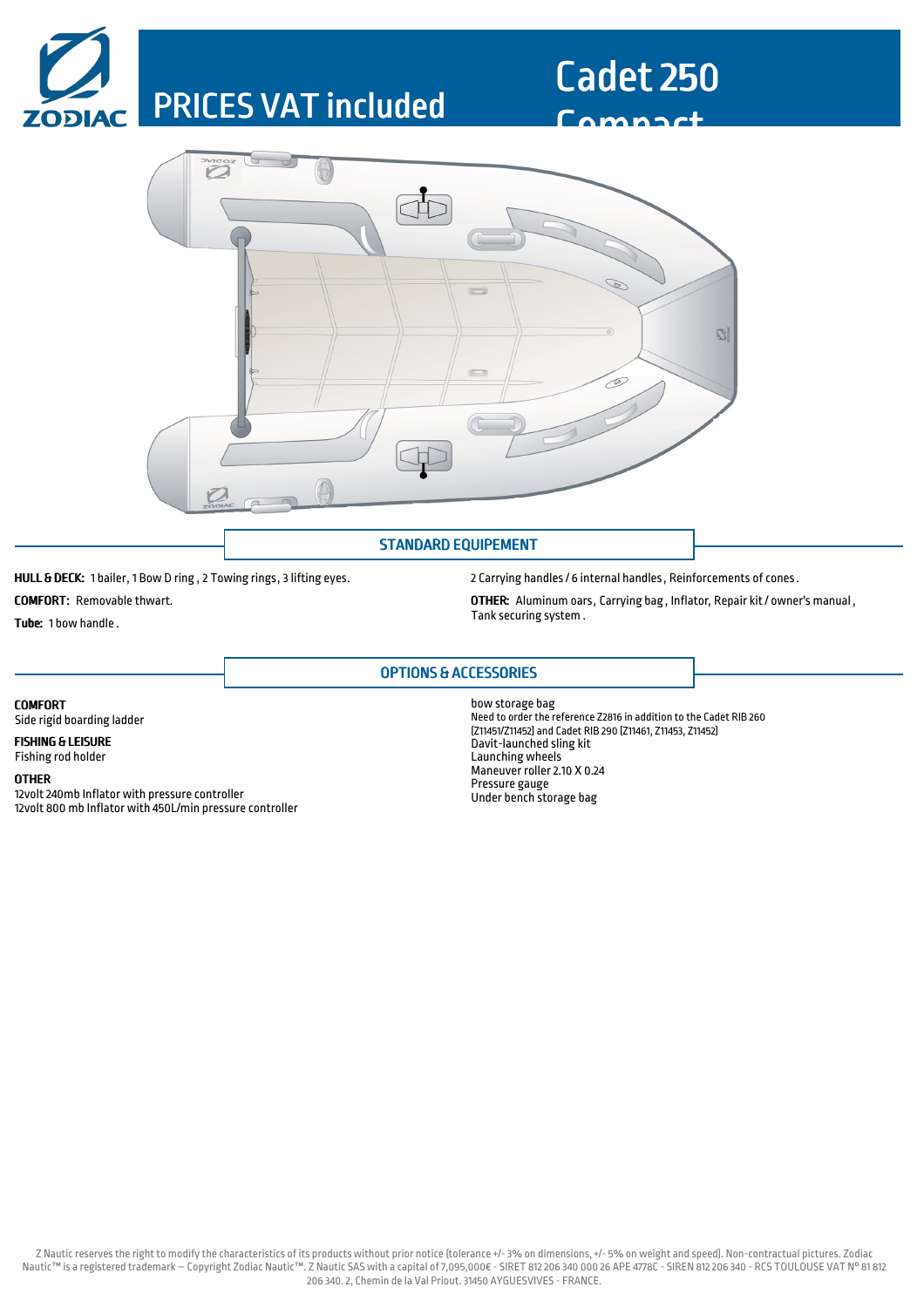# PRICES VAT included

# Cadet 250 Compact

## STANDARD EQUIPEMENT

**HULL & DECK:** 1 bailer, 1 Bow D ring , 2 Towing rings, 3 lifting eyes.

**COMFORT:** Removable thwart.

**Tube:** 1 bow handle .

2 Carrying handles / 6 internal handles , Reinforcements of cones .

**OTHER:** Aluminum oars, Carrying bag , Inflator, Repair kit / owner's manual , Tank securing system .

## OPTIONS & ACCESSORIES

**COMFORT**
Side rigid boarding ladder

**FISHING & LEISURE**
Fishing rod holder

**OTHER**
12volt 240mb Inflator with pressure controller
12volt 800 mb Inflator with 450L/min pressure controller

bow storage bag
Need to order the reference Z2816 in addition to the Cadet RIB 260 (Z11451/Z11452) and Cadet RIB 290 (Z11461, Z11453, Z11452)
Davit-launched sling kit
Launching wheels
Maneuver roller 2.10 X 0.24
Pressure gauge
Under bench storage bag

Z Nautic reserves the right to modify the characteristics of its products without prior notice (tolerance +/- 3% on dimensions, +/- 5% on weight and speed). Non-contractual pictures. Zodiac Nautic™ is a registered trademark – Copyright Zodiac Nautic™. Z Nautic SAS with a capital of 7,095,000€ - SIRET 812 206 340 000 26 APE 4778C - SIREN 812 206 340 - RCS TOULOUSE VAT N° 81 812 206 340. 2, Chemin de la Val Priout. 31450 AYGUESVIVES - FRANCE.